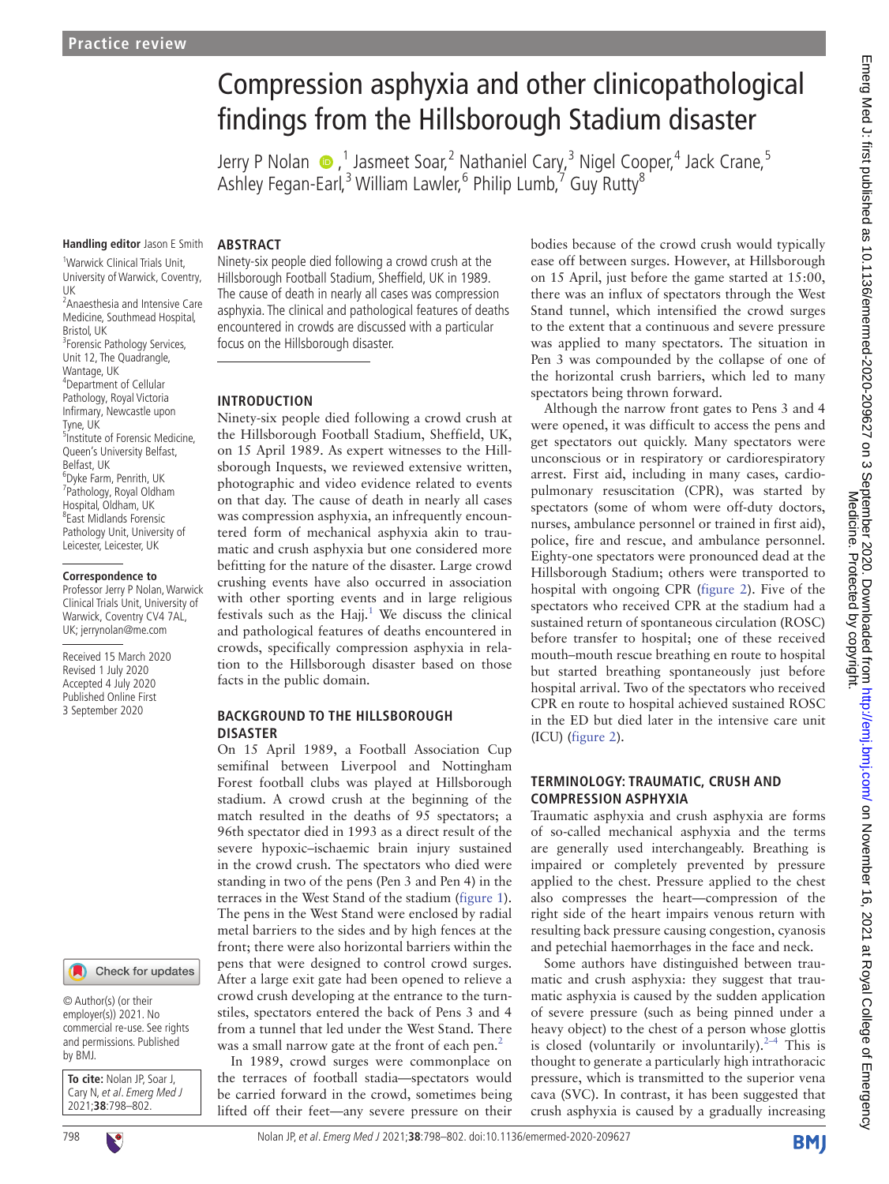Practice review

# Compression asphyxia and other clinicopathological findings from the Hillsborough Stadium disaster

Jerry P Nolan,[1] Jasmeet Soar,[2] Nathaniel Cary,[3] Nigel Cooper,[4] Jack Crane,[5] Ashley Fegan-Earl,[3] William Lawler,[6] Philip Lumb,[7] Guy Rutty[8]

**Handling editor** Jason E Smith

[1]Warwick Clinical Trials Unit, University of Warwick, Coventry, UK
[2]Anaesthesia and Intensive Care Medicine, Southmead Hospital, Bristol, UK
[3]Forensic Pathology Services, Unit 12, The Quadrangle, Wantage, UK
[4]Department of Cellular Pathology, Royal Victoria Infirmary, Newcastle upon Tyne, UK
[5]Institute of Forensic Medicine, Queen's University Belfast, Belfast, UK
[6]Dyke Farm, Penrith, UK
[7]Pathology, Royal Oldham Hospital, Oldham, UK
[8]East Midlands Forensic Pathology Unit, University of Leicester, Leicester, UK

**Correspondence to**
Professor Jerry P Nolan, Warwick Clinical Trials Unit, University of Warwick, Coventry CV4 7AL, UK; jerrynolan@me.com

Received 15 March 2020
Revised 1 July 2020
Accepted 4 July 2020
Published Online First 3 September 2020

© Author(s) (or their employer(s)) 2021. No commercial re-use. See rights and permissions. Published by BMJ.

**To cite:** Nolan JP, Soar J, Cary N, *et al*. *Emerg Med J* 2021;**38**:798–802.

## ABSTRACT

Ninety-six people died following a crowd crush at the Hillsborough Football Stadium, Sheffield, UK in 1989. The cause of death in nearly all cases was compression asphyxia. The clinical and pathological features of deaths encountered in crowds are discussed with a particular focus on the Hillsborough disaster.

## INTRODUCTION

Ninety-six people died following a crowd crush at the Hillsborough Football Stadium, Sheffield, UK, on 15 April 1989. As expert witnesses to the Hillsborough Inquests, we reviewed extensive written, photographic and video evidence related to events on that day. The cause of death in nearly all cases was compression asphyxia, an infrequently encountered form of mechanical asphyxia akin to traumatic and crush asphyxia but one considered more befitting for the nature of the disaster. Large crowd crushing events have also occurred in association with other sporting events and in large religious festivals such as the Hajj.[1] We discuss the clinical and pathological features of deaths encountered in crowds, specifically compression asphyxia in relation to the Hillsborough disaster based on those facts in the public domain.

## BACKGROUND TO THE HILLSBOROUGH DISASTER

On 15 April 1989, a Football Association Cup semifinal between Liverpool and Nottingham Forest football clubs was played at Hillsborough stadium. A crowd crush at the beginning of the match resulted in the deaths of 95 spectators; a 96th spectator died in 1993 as a direct result of the severe hypoxic–ischaemic brain injury sustained in the crowd crush. The spectators who died were standing in two of the pens (Pen 3 and Pen 4) in the terraces in the West Stand of the stadium (figure 1). The pens in the West Stand were enclosed by radial metal barriers to the sides and by high fences at the front; there were also horizontal barriers within the pens that were designed to control crowd surges. After a large exit gate had been opened to relieve a crowd crush developing at the entrance to the turnstiles, spectators entered the back of Pens 3 and 4 from a tunnel that led under the West Stand. There was a small narrow gate at the front of each pen.[2]

In 1989, crowd surges were commonplace on the terraces of football stadia—spectators would be carried forward in the crowd, sometimes being lifted off their feet—any severe pressure on their bodies because of the crowd crush would typically ease off between surges. However, at Hillsborough on 15 April, just before the game started at 15:00, there was an influx of spectators through the West Stand tunnel, which intensified the crowd surges to the extent that a continuous and severe pressure was applied to many spectators. The situation in Pen 3 was compounded by the collapse of one of the horizontal crush barriers, which led to many spectators being thrown forward.

Although the narrow front gates to Pens 3 and 4 were opened, it was difficult to access the pens and get spectators out quickly. Many spectators were unconscious or in respiratory or cardiorespiratory arrest. First aid, including in many cases, cardiopulmonary resuscitation (CPR), was started by spectators (some of whom were off-duty doctors, nurses, ambulance personnel or trained in first aid), police, fire and rescue, and ambulance personnel. Eighty-one spectators were pronounced dead at the Hillsborough Stadium; others were transported to hospital with ongoing CPR (figure 2). Five of the spectators who received CPR at the stadium had a sustained return of spontaneous circulation (ROSC) before transfer to hospital; one of these received mouth–mouth rescue breathing en route to hospital but started breathing spontaneously just before hospital arrival. Two of the spectators who received CPR en route to hospital achieved sustained ROSC in the ED but died later in the intensive care unit (ICU) (figure 2).

## TERMINOLOGY: TRAUMATIC, CRUSH AND COMPRESSION ASPHYXIA

Traumatic asphyxia and crush asphyxia are forms of so-called mechanical asphyxia and the terms are generally used interchangeably. Breathing is impaired or completely prevented by pressure applied to the chest. Pressure applied to the chest also compresses the heart—compression of the right side of the heart impairs venous return with resulting back pressure causing congestion, cyanosis and petechial haemorrhages in the face and neck.

Some authors have distinguished between traumatic and crush asphyxia: they suggest that traumatic asphyxia is caused by the sudden application of severe pressure (such as being pinned under a heavy object) to the chest of a person whose glottis is closed (voluntarily or involuntarily).[2–4] This is thought to generate a particularly high intrathoracic pressure, which is transmitted to the superior vena cava (SVC). In contrast, it has been suggested that crush asphyxia is caused by a gradually increasing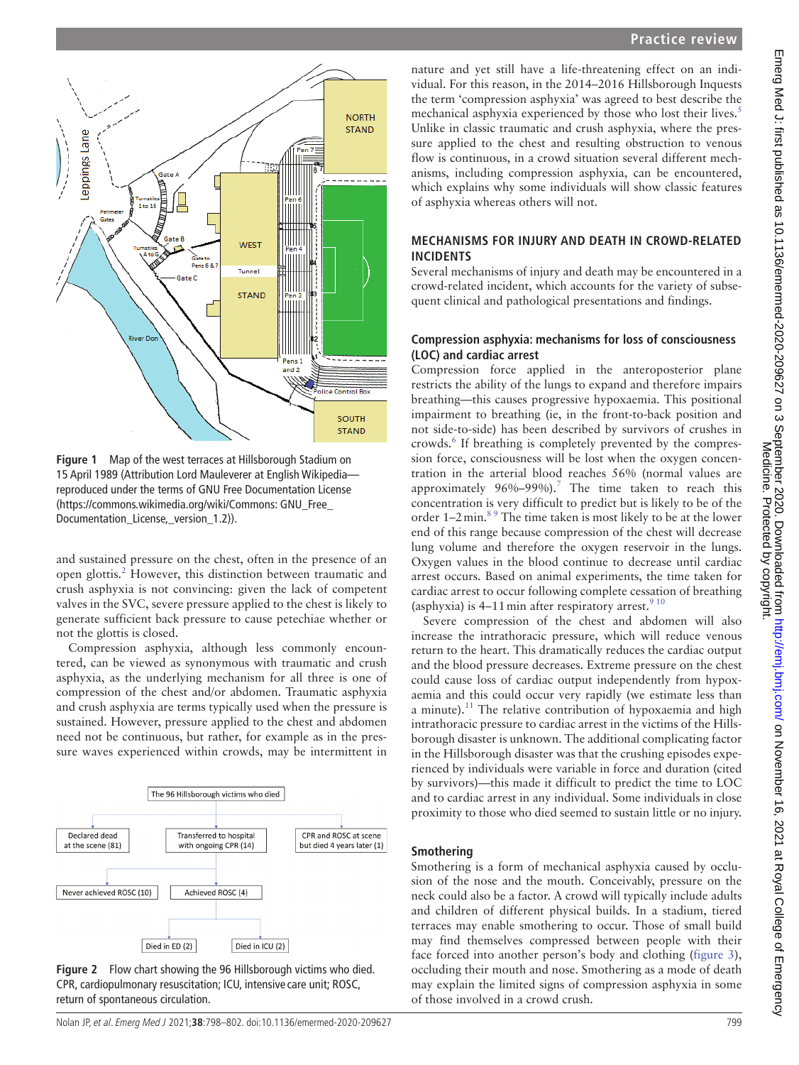Figure 1 Map of the west terraces at Hillsborough Stadium on 15 April 1989 (Attribution Lord Mauleverer at English Wikipedia—reproduced under the terms of GNU Free Documentation License (https://commons.wikimedia.org/wiki/Commons: GNU_Free_Documentation_License,_version_1.2)).

and sustained pressure on the chest, often in the presence of an open glottis.[2] However, this distinction between traumatic and crush asphyxia is not convincing: given the lack of competent valves in the SVC, severe pressure applied to the chest is likely to generate sufficient back pressure to cause petechiae whether or not the glottis is closed.

Compression asphyxia, although less commonly encountered, can be viewed as synonymous with traumatic and crush asphyxia, as the underlying mechanism for all three is one of compression of the chest and/or abdomen. Traumatic asphyxia and crush asphyxia are terms typically used when the pressure is sustained. However, pressure applied to the chest and abdomen need not be continuous, but rather, for example as in the pressure waves experienced within crowds, may be intermittent in

Figure 2 Flow chart showing the 96 Hillsborough victims who died. CPR, cardiopulmonary resuscitation; ICU, intensive care unit; ROSC, return of spontaneous circulation.

nature and yet still have a life-threatening effect on an individual. For this reason, in the 2014–2016 Hillsborough Inquests the term 'compression asphyxia' was agreed to best describe the mechanical asphyxia experienced by those who lost their lives.[5] Unlike in classic traumatic and crush asphyxia, where the pressure applied to the chest and resulting obstruction to venous flow is continuous, in a crowd situation several different mechanisms, including compression asphyxia, can be encountered, which explains why some individuals will show classic features of asphyxia whereas others will not.

## MECHANISMS FOR INJURY AND DEATH IN CROWD-RELATED INCIDENTS

Several mechanisms of injury and death may be encountered in a crowd-related incident, which accounts for the variety of subsequent clinical and pathological presentations and findings.

### Compression asphyxia: mechanisms for loss of consciousness (LOC) and cardiac arrest

Compression force applied in the anteroposterior plane restricts the ability of the lungs to expand and therefore impairs breathing—this causes progressive hypoxaemia. This positional impairment to breathing (ie, in the front-to-back position and not side-to-side) has been described by survivors of crushes in crowds.[6] If breathing is completely prevented by the compression force, consciousness will be lost when the oxygen concentration in the arterial blood reaches 56% (normal values are approximately 96%–99%).[7] The time taken to reach this concentration is very difficult to predict but is likely to be of the order 1–2 min.[8,9] The time taken is most likely to be at the lower end of this range because compression of the chest will decrease lung volume and therefore the oxygen reservoir in the lungs. Oxygen values in the blood continue to decrease until cardiac arrest occurs. Based on animal experiments, the time taken for cardiac arrest to occur following complete cessation of breathing (asphyxia) is 4–11 min after respiratory arrest.[9,10]

Severe compression of the chest and abdomen will also increase the intrathoracic pressure, which will reduce venous return to the heart. This dramatically reduces the cardiac output and the blood pressure decreases. Extreme pressure on the chest could cause loss of cardiac output independently from hypoxaemia and this could occur very rapidly (we estimate less than a minute).[11] The relative contribution of hypoxaemia and high intrathoracic pressure to cardiac arrest in the victims of the Hillsborough disaster is unknown. The additional complicating factor in the Hillsborough disaster was that the crushing episodes experienced by individuals were variable in force and duration (cited by survivors)—this made it difficult to predict the time to LOC and to cardiac arrest in any individual. Some individuals in close proximity to those who died seemed to sustain little or no injury.

### Smothering

Smothering is a form of mechanical asphyxia caused by occlusion of the nose and the mouth. Conceivably, pressure on the neck could also be a factor. A crowd will typically include adults and children of different physical builds. In a stadium, tiered terraces may enable smothering to occur. Those of small build may find themselves compressed between people with their face forced into another person's body and clothing (figure 3), occluding their mouth and nose. Smothering as a mode of death may explain the limited signs of compression asphyxia in some of those involved in a crowd crush.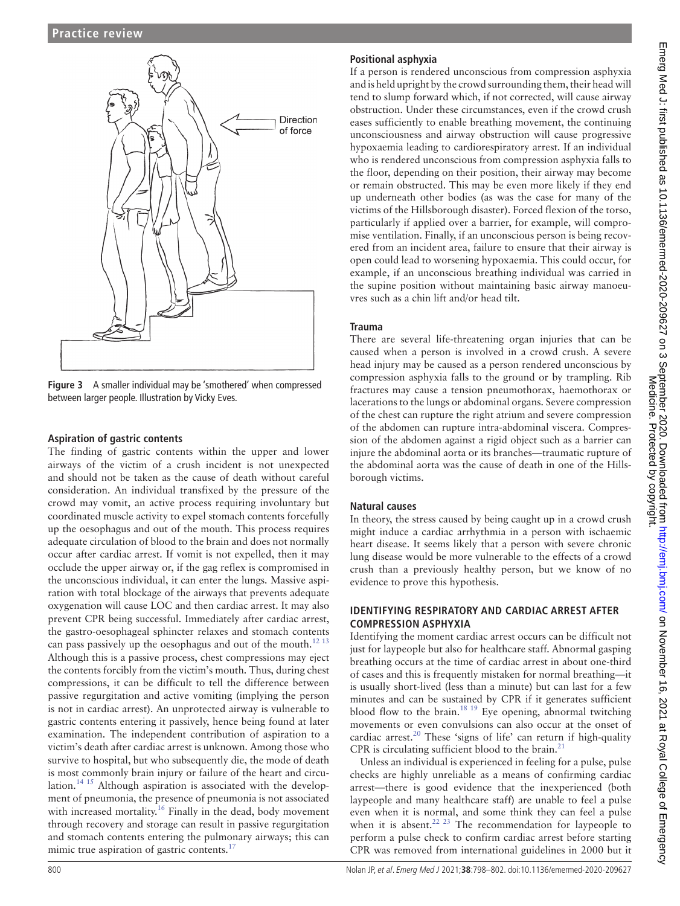Figure 3 A smaller individual may be 'smothered' when compressed between larger people. Illustration by Vicky Eves.

### Aspiration of gastric contents

The finding of gastric contents within the upper and lower airways of the victim of a crush incident is not unexpected and should not be taken as the cause of death without careful consideration. An individual transfixed by the pressure of the crowd may vomit, an active process requiring involuntary but coordinated muscle activity to expel stomach contents forcefully up the oesophagus and out of the mouth. This process requires adequate circulation of blood to the brain and does not normally occur after cardiac arrest. If vomit is not expelled, then it may occlude the upper airway or, if the gag reflex is compromised in the unconscious individual, it can enter the lungs. Massive aspiration with total blockage of the airways that prevents adequate oxygenation will cause LOC and then cardiac arrest. It may also prevent CPR being successful. Immediately after cardiac arrest, the gastro-oesophageal sphincter relaxes and stomach contents can pass passively up the oesophagus and out of the mouth.[12,13] Although this is a passive process, chest compressions may eject the contents forcibly from the victim's mouth. Thus, during chest compressions, it can be difficult to tell the difference between passive regurgitation and active vomiting (implying the person is not in cardiac arrest). An unprotected airway is vulnerable to gastric contents entering it passively, hence being found at later examination. The independent contribution of aspiration to a victim's death after cardiac arrest is unknown. Among those who survive to hospital, but who subsequently die, the mode of death is most commonly brain injury or failure of the heart and circulation.[14,15] Although aspiration is associated with the development of pneumonia, the presence of pneumonia is not associated with increased mortality.[16] Finally in the dead, body movement through recovery and storage can result in passive regurgitation and stomach contents entering the pulmonary airways; this can mimic true aspiration of gastric contents.[17]

### Positional asphyxia

If a person is rendered unconscious from compression asphyxia and is held upright by the crowd surrounding them, their head will tend to slump forward which, if not corrected, will cause airway obstruction. Under these circumstances, even if the crowd crush eases sufficiently to enable breathing movement, the continuing unconsciousness and airway obstruction will cause progressive hypoxaemia leading to cardiorespiratory arrest. If an individual who is rendered unconscious from compression asphyxia falls to the floor, depending on their position, their airway may become or remain obstructed. This may be even more likely if they end up underneath other bodies (as was the case for many of the victims of the Hillsborough disaster). Forced flexion of the torso, particularly if applied over a barrier, for example, will compromise ventilation. Finally, if an unconscious person is being recovered from an incident area, failure to ensure that their airway is open could lead to worsening hypoxaemia. This could occur, for example, if an unconscious breathing individual was carried in the supine position without maintaining basic airway manoeuvres such as a chin lift and/or head tilt.

### Trauma

There are several life-threatening organ injuries that can be caused when a person is involved in a crowd crush. A severe head injury may be caused as a person rendered unconscious by compression asphyxia falls to the ground or by trampling. Rib fractures may cause a tension pneumothorax, haemothorax or lacerations to the lungs or abdominal organs. Severe compression of the chest can rupture the right atrium and severe compression of the abdomen can rupture intra-abdominal viscera. Compression of the abdomen against a rigid object such as a barrier can injure the abdominal aorta or its branches—traumatic rupture of the abdominal aorta was the cause of death in one of the Hillsborough victims.

### Natural causes

In theory, the stress caused by being caught up in a crowd crush might induce a cardiac arrhythmia in a person with ischaemic heart disease. It seems likely that a person with severe chronic lung disease would be more vulnerable to the effects of a crowd crush than a previously healthy person, but we know of no evidence to prove this hypothesis.

## IDENTIFYING RESPIRATORY AND CARDIAC ARREST AFTER COMPRESSION ASPHYXIA

Identifying the moment cardiac arrest occurs can be difficult not just for laypeople but also for healthcare staff. Abnormal gasping breathing occurs at the time of cardiac arrest in about one-third of cases and this is frequently mistaken for normal breathing—it is usually short-lived (less than a minute) but can last for a few minutes and can be sustained by CPR if it generates sufficient blood flow to the brain.[18,19] Eye opening, abnormal twitching movements or even convulsions can also occur at the onset of cardiac arrest.[20] These 'signs of life' can return if high-quality CPR is circulating sufficient blood to the brain.[21]

Unless an individual is experienced in feeling for a pulse, pulse checks are highly unreliable as a means of confirming cardiac arrest—there is good evidence that the inexperienced (both laypeople and many healthcare staff) are unable to feel a pulse even when it is normal, and some think they can feel a pulse when it is absent.[22,23] The recommendation for laypeople to perform a pulse check to confirm cardiac arrest before starting CPR was removed from international guidelines in 2000 but it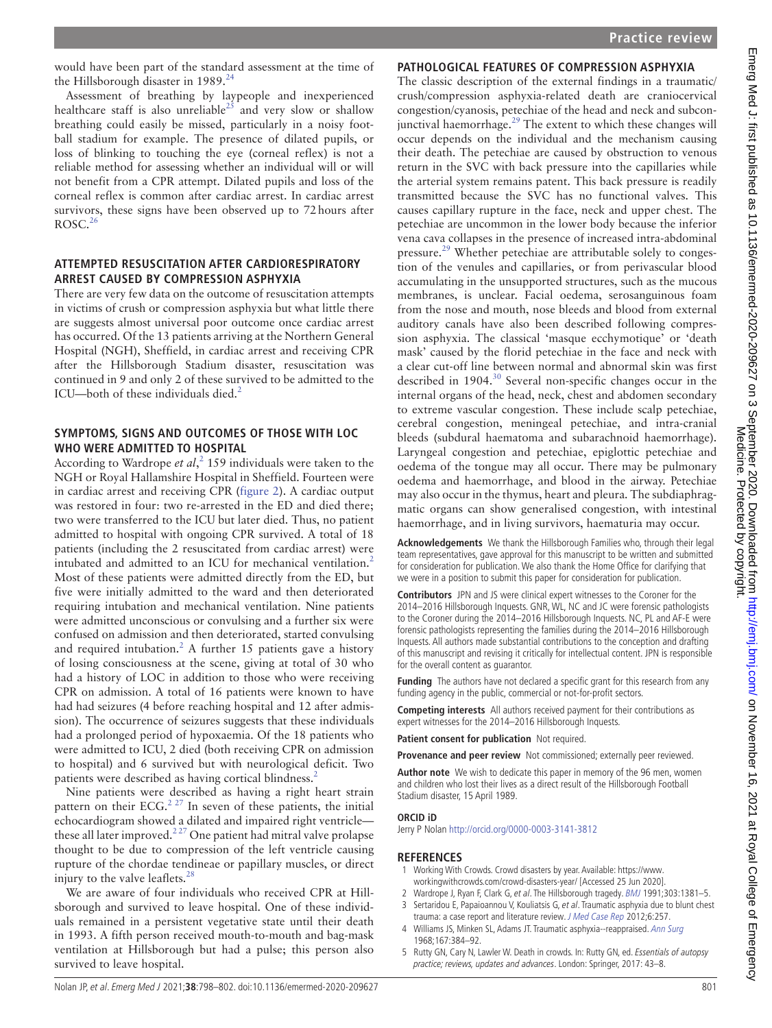would have been part of the standard assessment at the time of the Hillsborough disaster in 1989.[24]

Assessment of breathing by laypeople and inexperienced healthcare staff is also unreliable[25] and very slow or shallow breathing could easily be missed, particularly in a noisy football stadium for example. The presence of dilated pupils, or loss of blinking to touching the eye (corneal reflex) is not a reliable method for assessing whether an individual will or will not benefit from a CPR attempt. Dilated pupils and loss of the corneal reflex is common after cardiac arrest. In cardiac arrest survivors, these signs have been observed up to 72 hours after ROSC.[26]

## ATTEMPTED RESUSCITATION AFTER CARDIORESPIRATORY ARREST CAUSED BY COMPRESSION ASPHYXIA

There are very few data on the outcome of resuscitation attempts in victims of crush or compression asphyxia but what little there are suggests almost universal poor outcome once cardiac arrest has occurred. Of the 13 patients arriving at the Northern General Hospital (NGH), Sheffield, in cardiac arrest and receiving CPR after the Hillsborough Stadium disaster, resuscitation was continued in 9 and only 2 of these survived to be admitted to the ICU—both of these individuals died.[2]

## SYMPTOMS, SIGNS AND OUTCOMES OF THOSE WITH LOC WHO WERE ADMITTED TO HOSPITAL

According to Wardrope *et al*,[2] 159 individuals were taken to the NGH or Royal Hallamshire Hospital in Sheffield. Fourteen were in cardiac arrest and receiving CPR (figure 2). A cardiac output was restored in four: two re-arrested in the ED and died there; two were transferred to the ICU but later died. Thus, no patient admitted to hospital with ongoing CPR survived. A total of 18 patients (including the 2 resuscitated from cardiac arrest) were intubated and admitted to an ICU for mechanical ventilation.[2] Most of these patients were admitted directly from the ED, but five were initially admitted to the ward and then deteriorated requiring intubation and mechanical ventilation. Nine patients were admitted unconscious or convulsing and a further six were confused on admission and then deteriorated, started convulsing and required intubation.[2] A further 15 patients gave a history of losing consciousness at the scene, giving at total of 30 who had a history of LOC in addition to those who were receiving CPR on admission. A total of 16 patients were known to have had had seizures (4 before reaching hospital and 12 after admission). The occurrence of seizures suggests that these individuals had a prolonged period of hypoxaemia. Of the 18 patients who were admitted to ICU, 2 died (both receiving CPR on admission to hospital) and 6 survived but with neurological deficit. Two patients were described as having cortical blindness.[2]

Nine patients were described as having a right heart strain pattern on their ECG.[2,27] In seven of these patients, the initial echocardiogram showed a dilated and impaired right ventricle—these all later improved.[2,27] One patient had mitral valve prolapse thought to be due to compression of the left ventricle causing rupture of the chordae tendineae or papillary muscles, or direct injury to the valve leaflets.[28]

We are aware of four individuals who received CPR at Hillsborough and survived to leave hospital. One of these individuals remained in a persistent vegetative state until their death in 1993. A fifth person received mouth-to-mouth and bag-mask ventilation at Hillsborough but had a pulse; this person also survived to leave hospital.

## PATHOLOGICAL FEATURES OF COMPRESSION ASPHYXIA

The classic description of the external findings in a traumatic/crush/compression asphyxia-related death are craniocervical congestion/cyanosis, petechiae of the head and neck and subconjunctival haemorrhage.[29] The extent to which these changes will occur depends on the individual and the mechanism causing their death. The petechiae are caused by obstruction to venous return in the SVC with back pressure into the capillaries while the arterial system remains patent. This back pressure is readily transmitted because the SVC has no functional valves. This causes capillary rupture in the face, neck and upper chest. The petechiae are uncommon in the lower body because the inferior vena cava collapses in the presence of increased intra-abdominal pressure.[29] Whether petechiae are attributable solely to congestion of the venules and capillaries, or from perivascular blood accumulating in the unsupported structures, such as the mucous membranes, is unclear. Facial oedema, serosanguinous foam from the nose and mouth, nose bleeds and blood from external auditory canals have also been described following compression asphyxia. The classical 'masque ecchymotique' or 'death mask' caused by the florid petechiae in the face and neck with a clear cut-off line between normal and abnormal skin was first described in 1904.[30] Several non-specific changes occur in the internal organs of the head, neck, chest and abdomen secondary to extreme vascular congestion. These include scalp petechiae, cerebral congestion, meningeal petechiae, and intra-cranial bleeds (subdural haematoma and subarachnoid haemorrhage). Laryngeal congestion and petechiae, epiglottic petechiae and oedema of the tongue may all occur. There may be pulmonary oedema and haemorrhage, and blood in the airway. Petechiae may also occur in the thymus, heart and pleura. The subdiaphragmatic organs can show generalised congestion, with intestinal haemorrhage, and in living survivors, haematuria may occur.

**Acknowledgements** We thank the Hillsborough Families who, through their legal team representatives, gave approval for this manuscript to be written and submitted for consideration for publication. We also thank the Home Office for clarifying that we were in a position to submit this paper for consideration for publication.

**Contributors** JPN and JS were clinical expert witnesses to the Coroner for the 2014–2016 Hillsborough Inquests. GNR, WL, NC and JC were forensic pathologists to the Coroner during the 2014–2016 Hillsborough Inquests. NC, PL and AF-E were forensic pathologists representing the families during the 2014–2016 Hillsborough Inquests. All authors made substantial contributions to the conception and drafting of this manuscript and revising it critically for intellectual content. JPN is responsible for the overall content as guarantor.

**Funding** The authors have not declared a specific grant for this research from any funding agency in the public, commercial or not-for-profit sectors.

**Competing interests** All authors received payment for their contributions as expert witnesses for the 2014–2016 Hillsborough Inquests.

**Patient consent for publication** Not required.

**Provenance and peer review** Not commissioned; externally peer reviewed.

**Author note** We wish to dedicate this paper in memory of the 96 men, women and children who lost their lives as a direct result of the Hillsborough Football Stadium disaster, 15 April 1989.

### ORCID iD

Jerry P Nolan http://orcid.org/0000-0003-3141-3812

## REFERENCES

1. Working With Crowds. Crowd disasters by year. Available: https://www.workingwithcrowds.com/crowd-disasters-year/ [Accessed 25 Jun 2020].
2. Wardrope J, Ryan F, Clark G, *et al*. The Hillsborough tragedy. *BMJ* 1991;303:1381–5.
3. Sertaridou E, Papaioannou V, Kouliatsis G, *et al*. Traumatic asphyxia due to blunt chest trauma: a case report and literature review. *J Med Case Rep* 2012;6:257.
4. Williams JS, Minken SL, Adams JT. Traumatic asphyxia--reappraised. *Ann Surg* 1968;167:384–92.
5. Rutty GN, Cary N, Lawler W. Death in crowds. In: Rutty GN, ed. *Essentials of autopsy practice; reviews, updates and advances*. London: Springer, 2017: 43–8.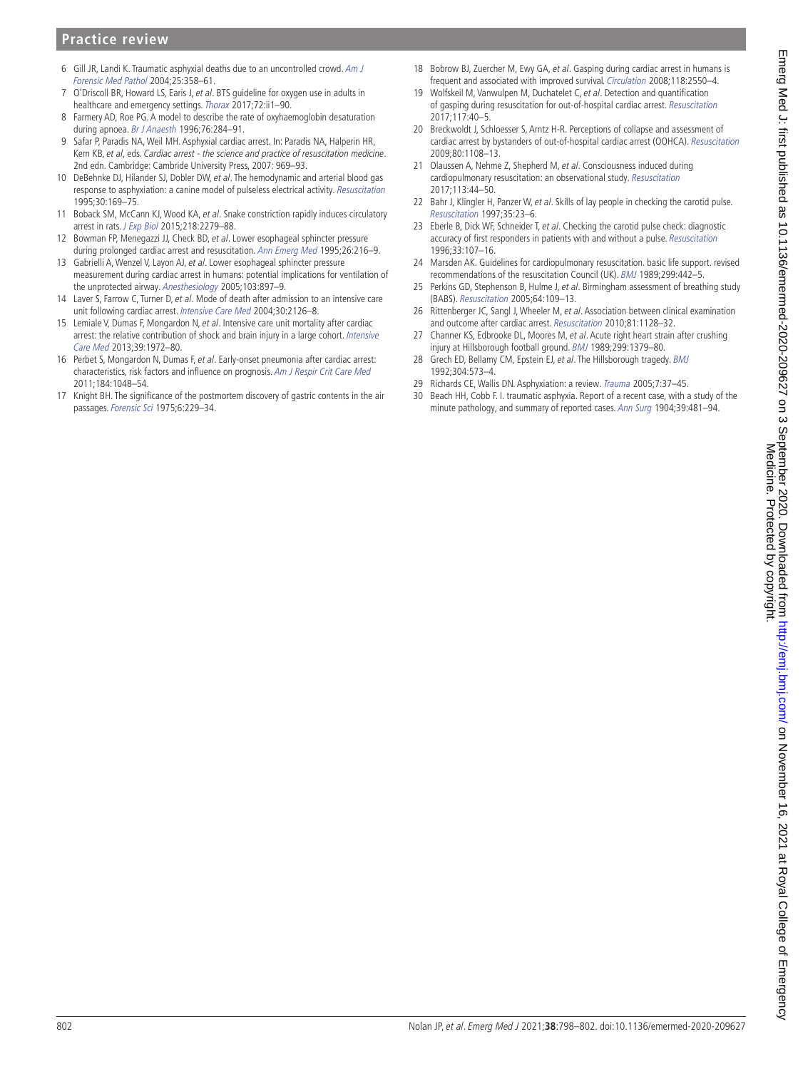6 Gill JR, Landi K. Traumatic asphyxial deaths due to an uncontrolled crowd. *Am J Forensic Med Pathol* 2004;25:358–61.

7 O'Driscoll BR, Howard LS, Earis J, *et al*. BTS guideline for oxygen use in adults in healthcare and emergency settings. *Thorax* 2017;72:ii1–90.

8 Farmery AD, Roe PG. A model to describe the rate of oxyhaemoglobin desaturation during apnoea. *Br J Anaesth* 1996;76:284–91.

9 Safar P, Paradis NA, Weil MH. Asphyxial cardiac arrest. In: Paradis NA, Halperin HR, Kern KB, *et al*, eds. *Cardiac arrest - the science and practice of resuscitation medicine*. 2nd edn. Cambridge: Cambride University Press, 2007: 969–93.

10 DeBehnke DJ, Hilander SJ, Dobler DW, *et al*. The hemodynamic and arterial blood gas response to asphyxiation: a canine model of pulseless electrical activity. *Resuscitation* 1995;30:169–75.

11 Boback SM, McCann KJ, Wood KA, *et al*. Snake constriction rapidly induces circulatory arrest in rats. *J Exp Biol* 2015;218:2279–88.

12 Bowman FP, Menegazzi JJ, Check BD, *et al*. Lower esophageal sphincter pressure during prolonged cardiac arrest and resuscitation. *Ann Emerg Med* 1995;26:216–9.

13 Gabrielli A, Wenzel V, Layon AJ, *et al*. Lower esophageal sphincter pressure measurement during cardiac arrest in humans: potential implications for ventilation of the unprotected airway. *Anesthesiology* 2005;103:897–9.

14 Laver S, Farrow C, Turner D, *et al*. Mode of death after admission to an intensive care unit following cardiac arrest. *Intensive Care Med* 2004;30:2126–8.

15 Lemiale V, Dumas F, Mongardon N, *et al*. Intensive care unit mortality after cardiac arrest: the relative contribution of shock and brain injury in a large cohort. *Intensive Care Med* 2013;39:1972–80.

16 Perbet S, Mongardon N, Dumas F, *et al*. Early-onset pneumonia after cardiac arrest: characteristics, risk factors and influence on prognosis. *Am J Respir Crit Care Med* 2011;184:1048–54.

17 Knight BH. The significance of the postmortem discovery of gastric contents in the air passages. *Forensic Sci* 1975;6:229–34.

18 Bobrow BJ, Zuercher M, Ewy GA, *et al*. Gasping during cardiac arrest in humans is frequent and associated with improved survival. *Circulation* 2008;118:2550–4.

19 Wolfskeil M, Vanwulpen M, Duchatelet C, *et al*. Detection and quantification of gasping during resuscitation for out-of-hospital cardiac arrest. *Resuscitation* 2017;117:40–5.

20 Breckwoldt J, Schloesser S, Arntz H-R. Perceptions of collapse and assessment of cardiac arrest by bystanders of out-of-hospital cardiac arrest (OOHCA). *Resuscitation* 2009;80:1108–13.

21 Olaussen A, Nehme Z, Shepherd M, *et al*. Consciousness induced during cardiopulmonary resuscitation: an observational study. *Resuscitation* 2017;113:44–50.

22 Bahr J, Klingler H, Panzer W, *et al*. Skills of lay people in checking the carotid pulse. *Resuscitation* 1997;35:23–6.

23 Eberle B, Dick WF, Schneider T, *et al*. Checking the carotid pulse check: diagnostic accuracy of first responders in patients with and without a pulse. *Resuscitation* 1996;33:107–16.

24 Marsden AK. Guidelines for cardiopulmonary resuscitation. basic life support. revised recommendations of the resuscitation Council (UK). *BMJ* 1989;299:442–5.

25 Perkins GD, Stephenson B, Hulme J, *et al*. Birmingham assessment of breathing study (BABS). *Resuscitation* 2005;64:109–13.

26 Rittenberger JC, Sangl J, Wheeler M, *et al*. Association between clinical examination and outcome after cardiac arrest. *Resuscitation* 2010;81:1128–32.

27 Channer KS, Edbrooke DL, Moores M, *et al*. Acute right heart strain after crushing injury at Hillsborough football ground. *BMJ* 1989;299:1379–80.

28 Grech ED, Bellamy CM, Epstein EJ, *et al*. The Hillsborough tragedy. *BMJ* 1992;304:573–4.

29 Richards CE, Wallis DN. Asphyxiation: a review. *Trauma* 2005;7:37–45.

30 Beach HH, Cobb F. I. traumatic asphyxia. Report of a recent case, with a study of the minute pathology, and summary of reported cases. *Ann Surg* 1904;39:481–94.